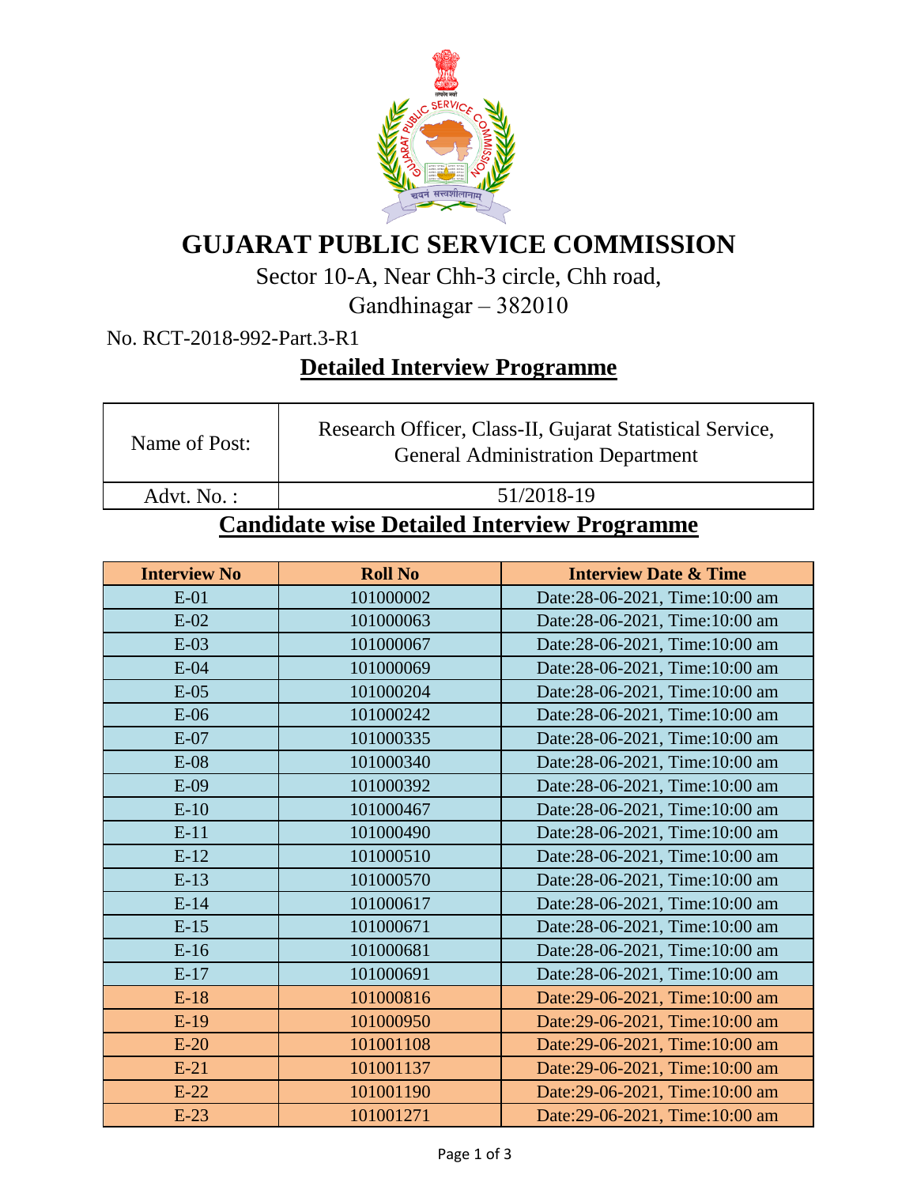# GUJARAT PUBLIC SERVICE COMMISSION

Sector 10-A, Near Chh-3 circle, Chh road,

Gandhinagar – 382010

No. RCT-2018-992-Part.3-R1

## Detailed Interview Programme

| Name of Post: | Research Officer, Class-II, Gujarat Statistical Service, General Administration Department |
|---|---|
| Advt. No. : | 51/2018-19 |

## Candidate wise Detailed Interview Programme

| Interview No | Roll No | Interview Date & Time |
|---|---|---|
| E-01 | 101000002 | Date:28-06-2021, Time:10:00 am |
| E-02 | 101000063 | Date:28-06-2021, Time:10:00 am |
| E-03 | 101000067 | Date:28-06-2021, Time:10:00 am |
| E-04 | 101000069 | Date:28-06-2021, Time:10:00 am |
| E-05 | 101000204 | Date:28-06-2021, Time:10:00 am |
| E-06 | 101000242 | Date:28-06-2021, Time:10:00 am |
| E-07 | 101000335 | Date:28-06-2021, Time:10:00 am |
| E-08 | 101000340 | Date:28-06-2021, Time:10:00 am |
| E-09 | 101000392 | Date:28-06-2021, Time:10:00 am |
| E-10 | 101000467 | Date:28-06-2021, Time:10:00 am |
| E-11 | 101000490 | Date:28-06-2021, Time:10:00 am |
| E-12 | 101000510 | Date:28-06-2021, Time:10:00 am |
| E-13 | 101000570 | Date:28-06-2021, Time:10:00 am |
| E-14 | 101000617 | Date:28-06-2021, Time:10:00 am |
| E-15 | 101000671 | Date:28-06-2021, Time:10:00 am |
| E-16 | 101000681 | Date:28-06-2021, Time:10:00 am |
| E-17 | 101000691 | Date:28-06-2021, Time:10:00 am |
| E-18 | 101000816 | Date:29-06-2021, Time:10:00 am |
| E-19 | 101000950 | Date:29-06-2021, Time:10:00 am |
| E-20 | 101001108 | Date:29-06-2021, Time:10:00 am |
| E-21 | 101001137 | Date:29-06-2021, Time:10:00 am |
| E-22 | 101001190 | Date:29-06-2021, Time:10:00 am |
| E-23 | 101001271 | Date:29-06-2021, Time:10:00 am |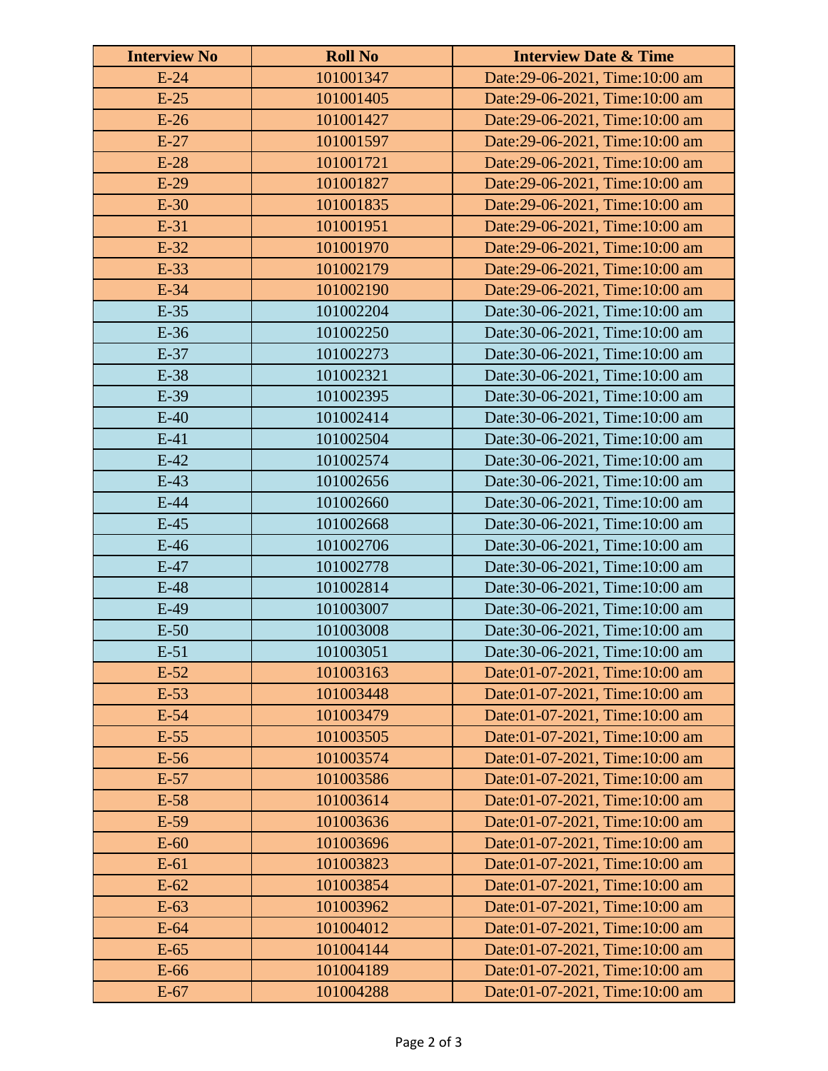| Interview No | Roll No | Interview Date & Time |
|---|---|---|
| E-24 | 101001347 | Date:29-06-2021, Time:10:00 am |
| E-25 | 101001405 | Date:29-06-2021, Time:10:00 am |
| E-26 | 101001427 | Date:29-06-2021, Time:10:00 am |
| E-27 | 101001597 | Date:29-06-2021, Time:10:00 am |
| E-28 | 101001721 | Date:29-06-2021, Time:10:00 am |
| E-29 | 101001827 | Date:29-06-2021, Time:10:00 am |
| E-30 | 101001835 | Date:29-06-2021, Time:10:00 am |
| E-31 | 101001951 | Date:29-06-2021, Time:10:00 am |
| E-32 | 101001970 | Date:29-06-2021, Time:10:00 am |
| E-33 | 101002179 | Date:29-06-2021, Time:10:00 am |
| E-34 | 101002190 | Date:29-06-2021, Time:10:00 am |
| E-35 | 101002204 | Date:30-06-2021, Time:10:00 am |
| E-36 | 101002250 | Date:30-06-2021, Time:10:00 am |
| E-37 | 101002273 | Date:30-06-2021, Time:10:00 am |
| E-38 | 101002321 | Date:30-06-2021, Time:10:00 am |
| E-39 | 101002395 | Date:30-06-2021, Time:10:00 am |
| E-40 | 101002414 | Date:30-06-2021, Time:10:00 am |
| E-41 | 101002504 | Date:30-06-2021, Time:10:00 am |
| E-42 | 101002574 | Date:30-06-2021, Time:10:00 am |
| E-43 | 101002656 | Date:30-06-2021, Time:10:00 am |
| E-44 | 101002660 | Date:30-06-2021, Time:10:00 am |
| E-45 | 101002668 | Date:30-06-2021, Time:10:00 am |
| E-46 | 101002706 | Date:30-06-2021, Time:10:00 am |
| E-47 | 101002778 | Date:30-06-2021, Time:10:00 am |
| E-48 | 101002814 | Date:30-06-2021, Time:10:00 am |
| E-49 | 101003007 | Date:30-06-2021, Time:10:00 am |
| E-50 | 101003008 | Date:30-06-2021, Time:10:00 am |
| E-51 | 101003051 | Date:30-06-2021, Time:10:00 am |
| E-52 | 101003163 | Date:01-07-2021, Time:10:00 am |
| E-53 | 101003448 | Date:01-07-2021, Time:10:00 am |
| E-54 | 101003479 | Date:01-07-2021, Time:10:00 am |
| E-55 | 101003505 | Date:01-07-2021, Time:10:00 am |
| E-56 | 101003574 | Date:01-07-2021, Time:10:00 am |
| E-57 | 101003586 | Date:01-07-2021, Time:10:00 am |
| E-58 | 101003614 | Date:01-07-2021, Time:10:00 am |
| E-59 | 101003636 | Date:01-07-2021, Time:10:00 am |
| E-60 | 101003696 | Date:01-07-2021, Time:10:00 am |
| E-61 | 101003823 | Date:01-07-2021, Time:10:00 am |
| E-62 | 101003854 | Date:01-07-2021, Time:10:00 am |
| E-63 | 101003962 | Date:01-07-2021, Time:10:00 am |
| E-64 | 101004012 | Date:01-07-2021, Time:10:00 am |
| E-65 | 101004144 | Date:01-07-2021, Time:10:00 am |
| E-66 | 101004189 | Date:01-07-2021, Time:10:00 am |
| E-67 | 101004288 | Date:01-07-2021, Time:10:00 am |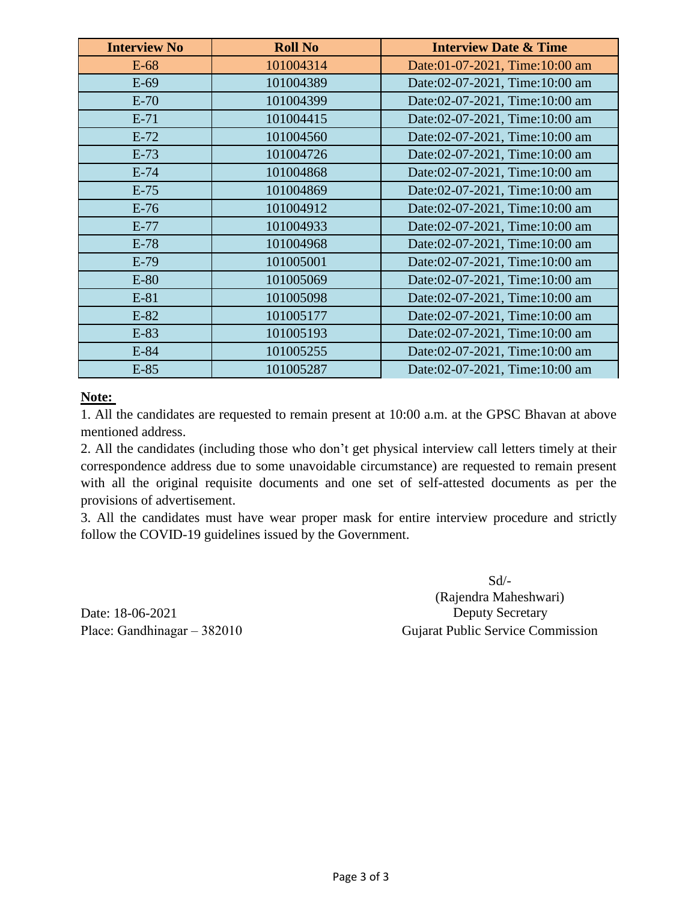| Interview No | Roll No | Interview Date & Time |
|---|---|---|
| E-68 | 101004314 | Date:01-07-2021, Time:10:00 am |
| E-69 | 101004389 | Date:02-07-2021, Time:10:00 am |
| E-70 | 101004399 | Date:02-07-2021, Time:10:00 am |
| E-71 | 101004415 | Date:02-07-2021, Time:10:00 am |
| E-72 | 101004560 | Date:02-07-2021, Time:10:00 am |
| E-73 | 101004726 | Date:02-07-2021, Time:10:00 am |
| E-74 | 101004868 | Date:02-07-2021, Time:10:00 am |
| E-75 | 101004869 | Date:02-07-2021, Time:10:00 am |
| E-76 | 101004912 | Date:02-07-2021, Time:10:00 am |
| E-77 | 101004933 | Date:02-07-2021, Time:10:00 am |
| E-78 | 101004968 | Date:02-07-2021, Time:10:00 am |
| E-79 | 101005001 | Date:02-07-2021, Time:10:00 am |
| E-80 | 101005069 | Date:02-07-2021, Time:10:00 am |
| E-81 | 101005098 | Date:02-07-2021, Time:10:00 am |
| E-82 | 101005177 | Date:02-07-2021, Time:10:00 am |
| E-83 | 101005193 | Date:02-07-2021, Time:10:00 am |
| E-84 | 101005255 | Date:02-07-2021, Time:10:00 am |
| E-85 | 101005287 | Date:02-07-2021, Time:10:00 am |

**Note:**

1. All the candidates are requested to remain present at 10:00 a.m. at the GPSC Bhavan at above mentioned address.
2. All the candidates (including those who don't get physical interview call letters timely at their correspondence address due to some unavoidable circumstance) are requested to remain present with all the original requisite documents and one set of self-attested documents as per the provisions of advertisement.
3. All the candidates must have wear proper mask for entire interview procedure and strictly follow the COVID-19 guidelines issued by the Government.

Sd/-
(Rajendra Maheshwari)
Deputy Secretary
Gujarat Public Service Commission

Date: 18-06-2021
Place: Gandhinagar – 382010